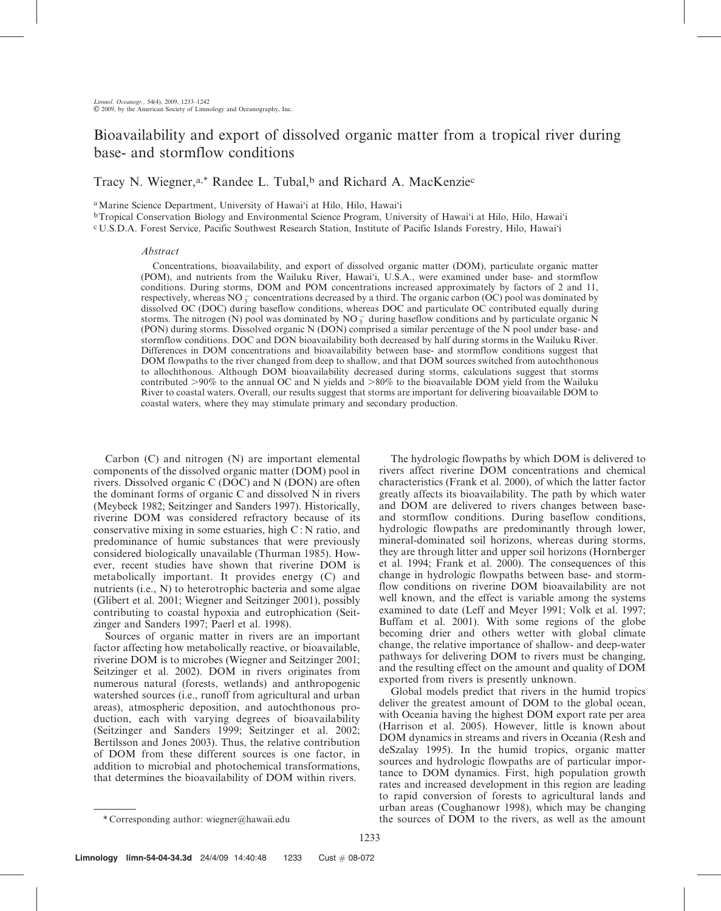# Bioavailability and export of dissolved organic matter from a tropical river during base- and stormflow conditions

Tracy N. Wiegner,[a,*] Randee L. Tubal,[b] and Richard A. MacKenzie[c]

[a] Marine Science Department, University of Hawai'i at Hilo, Hilo, Hawai'i

[b] Tropical Conservation Biology and Environmental Science Program, University of Hawai'i at Hilo, Hilo, Hawai'i

[c] U.S.D.A. Forest Service, Pacific Southwest Research Station, Institute of Pacific Islands Forestry, Hilo, Hawai'i

### *Abstract*

Concentrations, bioavailability, and export of dissolved organic matter (DOM), particulate organic matter (POM), and nutrients from the Wailuku River, Hawai'i, U.S.A., were examined under base- and stormflow conditions. During storms, DOM and POM concentrations increased approximately by factors of 2 and 11, respectively, whereas $NO_3^-$ concentrations decreased by a third. The organic carbon (OC) pool was dominated by dissolved OC (DOC) during baseflow conditions, whereas DOC and particulate OC contributed equally during storms. The nitrogen (N) pool was dominated by $NO_3^-$ during baseflow conditions and by particulate organic N (PON) during storms. Dissolved organic N (DON) comprised a similar percentage of the N pool under base- and stormflow conditions. DOC and DON bioavailability both decreased by half during storms in the Wailuku River. Differences in DOM concentrations and bioavailability between base- and stormflow conditions suggest that DOM flowpaths to the river changed from deep to shallow, and that DOM sources switched from autochthonous to allochthonous. Although DOM bioavailability decreased during storms, calculations suggest that storms contributed >90% to the annual OC and N yields and >80% to the bioavailable DOM yield from the Wailuku River to coastal waters. Overall, our results suggest that storms are important for delivering bioavailable DOM to coastal waters, where they may stimulate primary and secondary production.

Carbon (C) and nitrogen (N) are important elemental components of the dissolved organic matter (DOM) pool in rivers. Dissolved organic C (DOC) and N (DON) are often the dominant forms of organic C and dissolved N in rivers (Meybeck 1982; Seitzinger and Sanders 1997). Historically, riverine DOM was considered refractory because of its conservative mixing in some estuaries, high C : N ratio, and predominance of humic substances that were previously considered biologically unavailable (Thurman 1985). However, recent studies have shown that riverine DOM is metabolically important. It provides energy (C) and nutrients (i.e., N) to heterotrophic bacteria and some algae (Glibert et al. 2001; Wiegner and Seitzinger 2001), possibly contributing to coastal hypoxia and eutrophication (Seitzinger and Sanders 1997; Paerl et al. 1998).

Sources of organic matter in rivers are an important factor affecting how metabolically reactive, or bioavailable, riverine DOM is to microbes (Wiegner and Seitzinger 2001; Seitzinger et al. 2002). DOM in rivers originates from numerous natural (forests, wetlands) and anthropogenic watershed sources (i.e., runoff from agricultural and urban areas), atmospheric deposition, and autochthonous production, each with varying degrees of bioavailability (Seitzinger and Sanders 1999; Seitzinger et al. 2002; Bertilsson and Jones 2003). Thus, the relative contribution of DOM from these different sources is one factor, in addition to microbial and photochemical transformations, that determines the bioavailability of DOM within rivers.

The hydrologic flowpaths by which DOM is delivered to rivers affect riverine DOM concentrations and chemical characteristics (Frank et al. 2000), of which the latter factor greatly affects its bioavailability. The path by which water and DOM are delivered to rivers changes between base- and stormflow conditions. During baseflow conditions, hydrologic flowpaths are predominantly through lower, mineral-dominated soil horizons, whereas during storms, they are through litter and upper soil horizons (Hornberger et al. 1994; Frank et al. 2000). The consequences of this change in hydrologic flowpaths between base- and stormflow conditions on riverine DOM bioavailability are not well known, and the effect is variable among the systems examined to date (Leff and Meyer 1991; Volk et al. 1997; Buffam et al. 2001). With some regions of the globe becoming drier and others wetter with global climate change, the relative importance of shallow- and deep-water pathways for delivering DOM to rivers must be changing, and the resulting effect on the amount and quality of DOM exported from rivers is presently unknown.

Global models predict that rivers in the humid tropics deliver the greatest amount of DOM to the global ocean, with Oceania having the highest DOM export rate per area (Harrison et al. 2005). However, little is known about DOM dynamics in streams and rivers in Oceania (Resh and deSzalay 1995). In the humid tropics, organic matter sources and hydrologic flowpaths are of particular importance to DOM dynamics. First, high population growth rates and increased development in this region are leading to rapid conversion of forests to agricultural lands and urban areas (Coughanowr 1998), which may be changing the sources of DOM to the rivers, as well as the amount

\* Corresponding author: wiegner@hawaii.edu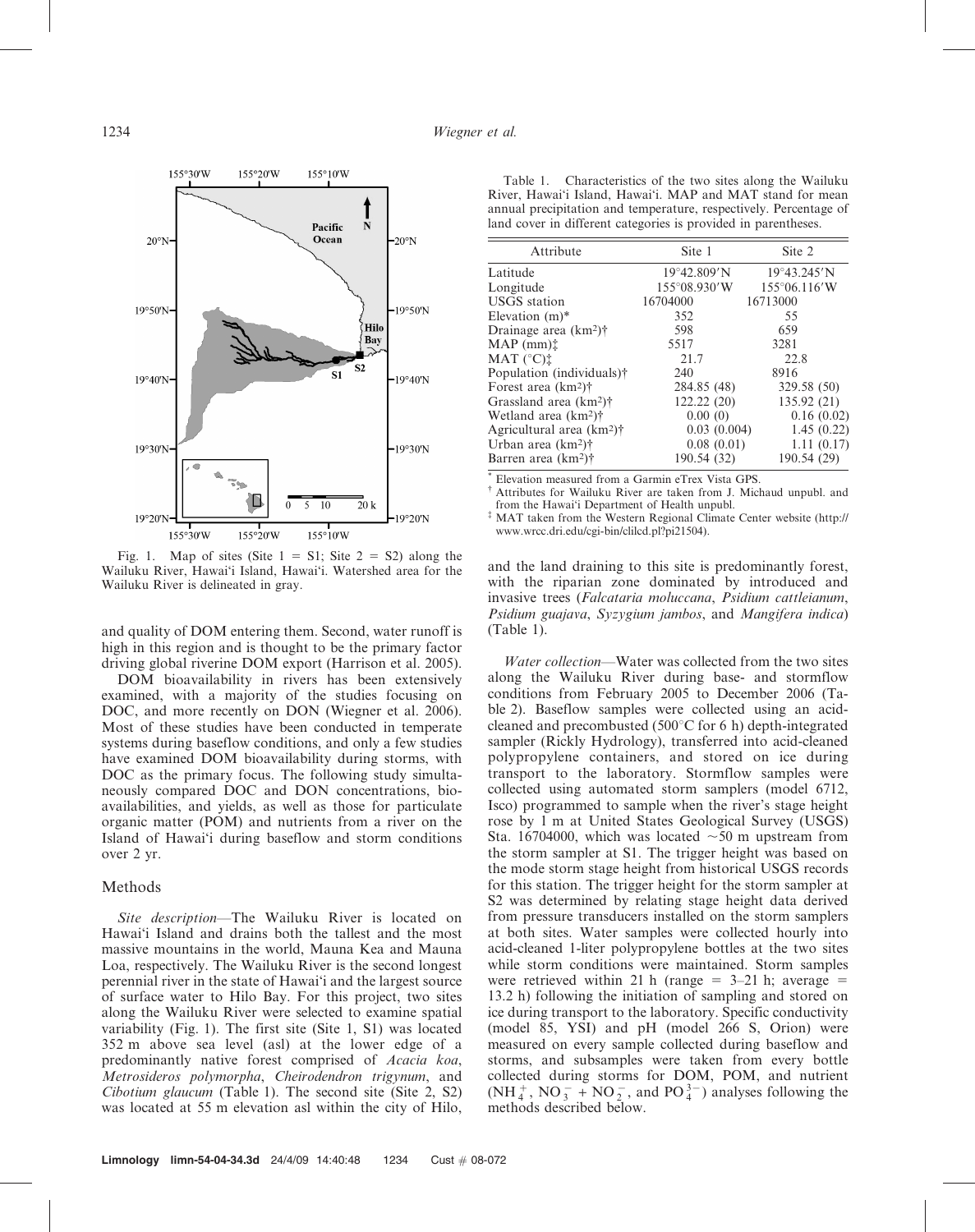Fig. 1. Map of sites (Site 1 = S1; Site 2 = S2) along the Wailuku River, Hawai'i Island, Hawai'i. Watershed area for the Wailuku River is delineated in gray.

and quality of DOM entering them. Second, water runoff is high in this region and is thought to be the primary factor driving global riverine DOM export (Harrison et al. 2005).

DOM bioavailability in rivers has been extensively examined, with a majority of the studies focusing on DOC, and more recently on DON (Wiegner et al. 2006). Most of these studies have been conducted in temperate systems during baseflow conditions, and only a few studies have examined DOM bioavailability during storms, with DOC as the primary focus. The following study simultaneously compared DOC and DON concentrations, bioavailabilities, and yields, as well as those for particulate organic matter (POM) and nutrients from a river on the Island of Hawai'i during baseflow and storm conditions over 2 yr.

## Methods

*Site description*—The Wailuku River is located on Hawai'i Island and drains both the tallest and the most massive mountains in the world, Mauna Kea and Mauna Loa, respectively. The Wailuku River is the second longest perennial river in the state of Hawai'i and the largest source of surface water to Hilo Bay. For this project, two sites along the Wailuku River were selected to examine spatial variability (Fig. 1). The first site (Site 1, S1) was located 352 m above sea level (asl) at the lower edge of a predominantly native forest comprised of *Acacia koa*, *Metrosideros polymorpha*, *Cheirodendron trigynum*, and *Cibotium glaucum* (Table 1). The second site (Site 2, S2) was located at 55 m elevation asl within the city of Hilo, and the land draining to this site is predominantly forest, with the riparian zone dominated by introduced and invasive trees (*Falcataria moluccana*, *Psidium cattleianum*, *Psidium guajava*, *Syzygium jambos*, and *Mangifera indica*) (Table 1).

Table 1. Characteristics of the two sites along the Wailuku River, Hawai'i Island, Hawai'i. MAP and MAT stand for mean annual precipitation and temperature, respectively. Percentage of land cover in different categories is provided in parentheses.

| Attribute | Site 1 | Site 2 |
|---|---|---|
| Latitude | 19°42.809′N | 19°43.245′N |
| Longitude | 155°08.930′W | 155°06.116′W |
| USGS station | 16704000 | 16713000 |
| Elevation (m)* | 352 | 55 |
| Drainage area ($km^2$)† | 598 | 659 |
| MAP (mm)‡ | 5517 | 3281 |
| MAT (°C)‡ | 21.7 | 22.8 |
| Population (individuals)† | 240 | 8916 |
| Forest area ($km^2$)† | 284.85 (48) | 329.58 (50) |
| Grassland area ($km^2$)† | 122.22 (20) | 135.92 (21) |
| Wetland area ($km^2$)† | 0.00 (0) | 0.16 (0.02) |
| Agricultural area ($km^2$)† | 0.03 (0.004) | 1.45 (0.22) |
| Urban area ($km^2$)† | 0.08 (0.01) | 1.11 (0.17) |
| Barren area ($km^2$)† | 190.54 (32) | 190.54 (29) |

\* Elevation measured from a Garmin eTrex Vista GPS.
† Attributes for Wailuku River are taken from J. Michaud unpubl. and from the Hawai'i Department of Health unpubl.
‡ MAT taken from the Western Regional Climate Center website (http://www.wrcc.dri.edu/cgi-bin/cliIcd.pl?pi21504).

*Water collection*—Water was collected from the two sites along the Wailuku River during base- and stormflow conditions from February 2005 to December 2006 (Table 2). Baseflow samples were collected using an acid-cleaned and precombusted (500°C for 6 h) depth-integrated sampler (Rickly Hydrology), transferred into acid-cleaned polypropylene containers, and stored on ice during transport to the laboratory. Stormflow samples were collected using automated storm samplers (model 6712, Isco) programmed to sample when the river's stage height rose by 1 m at United States Geological Survey (USGS) Sta. 16704000, which was located ~50 m upstream from the storm sampler at S1. The trigger height was based on the mode storm stage height from historical USGS records for this station. The trigger height for the storm sampler at S2 was determined by relating stage height data derived from pressure transducers installed on the storm samplers at both sites. Water samples were collected hourly into acid-cleaned 1-liter polypropylene bottles at the two sites while storm conditions were maintained. Storm samples were retrieved within 21 h (range = 3–21 h; average = 13.2 h) following the initiation of sampling and stored on ice during transport to the laboratory. Specific conductivity (model 85, YSI) and pH (model 266 S, Orion) were measured on every sample collected during baseflow and storms, and subsamples were taken from every bottle collected during storms for DOM, POM, and nutrient ($NH_4^+$, $NO_3^-$ + $NO_2^-$, and $PO_4^{3-}$) analyses following the methods described below.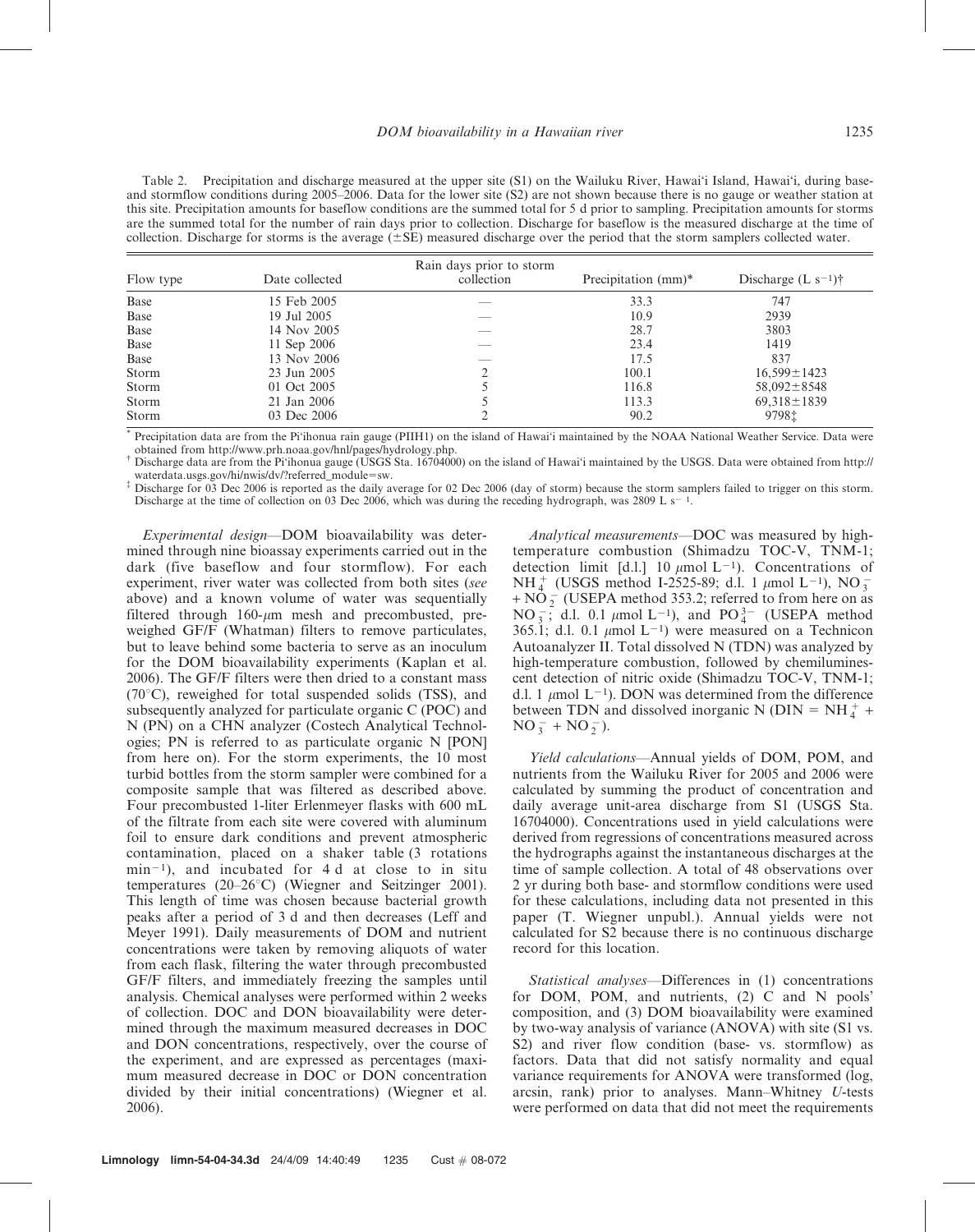Table 2. Precipitation and discharge measured at the upper site (S1) on the Wailuku River, Hawai'i Island, Hawai'i, during base- and stormflow conditions during 2005–2006. Data for the lower site (S2) are not shown because there is no gauge or weather station at this site. Precipitation amounts for baseflow conditions are the summed total for 5 d prior to sampling. Precipitation amounts for storms are the summed total for the number of rain days prior to collection. Discharge for baseflow is the measured discharge at the time of collection. Discharge for storms is the average (±SE) measured discharge over the period that the storm samplers collected water.

| Flow type | Date collected | Rain days prior to storm collection | Precipitation (mm)* | Discharge ($L\ s^{-1}$)† |
|---|---|---|---|---|
| Base | 15 Feb 2005 | — | 33.3 | 747 |
| Base | 19 Jul 2005 | — | 10.9 | 2939 |
| Base | 14 Nov 2005 | — | 28.7 | 3803 |
| Base | 11 Sep 2006 | — | 23.4 | 1419 |
| Base | 13 Nov 2006 | — | 17.5 | 837 |
| Storm | 23 Jun 2005 | 2 | 100.1 | 16,599±1423 |
| Storm | 01 Oct 2005 | 5 | 116.8 | 58,092±8548 |
| Storm | 21 Jan 2006 | 5 | 113.3 | 69,318±1839 |
| Storm | 03 Dec 2006 | 2 | 90.2 | 9798‡ |

\* Precipitation data are from the Pi'ihonua rain gauge (PIIH1) on the island of Hawai'i maintained by the NOAA National Weather Service. Data were obtained from http://www.prh.noaa.gov/hnl/pages/hydrology.php.

† Discharge data are from the Pi'ihonua gauge (USGS Sta. 16704000) on the island of Hawai'i maintained by the USGS. Data were obtained from http://waterdata.usgs.gov/hi/nwis/dv/?referred_module=sw.

‡ Discharge for 03 Dec 2006 is reported as the daily average for 02 Dec 2006 (day of storm) because the storm samplers failed to trigger on this storm. Discharge at the time of collection on 03 Dec 2006, which was during the receding hydrograph, was 2809 $L\ s^{-1}$.

*Experimental design*—DOM bioavailability was determined through nine bioassay experiments carried out in the dark (five baseflow and four stormflow). For each experiment, river water was collected from both sites (*see* above) and a known volume of water was sequentially filtered through 160-$\mu$m mesh and precombusted, preweighed GF/F (Whatman) filters to remove particulates, but to leave behind some bacteria to serve as an inoculum for the DOM bioavailability experiments (Kaplan et al. 2006). The GF/F filters were then dried to a constant mass (70°C), reweighed for total suspended solids (TSS), and subsequently analyzed for particulate organic C (POC) and N (PN) on a CHN analyzer (Costech Analytical Technologies; PN is referred to as particulate organic N [PON] from here on). For the storm experiments, the 10 most turbid bottles from the storm sampler were combined for a composite sample that was filtered as described above. Four precombusted 1-liter Erlenmeyer flasks with 600 mL of the filtrate from each site were covered with aluminum foil to ensure dark conditions and prevent atmospheric contamination, placed on a shaker table (3 rotations $min^{-1}$), and incubated for 4 d at close to in situ temperatures (20–26°C) (Wiegner and Seitzinger 2001). This length of time was chosen because bacterial growth peaks after a period of 3 d and then decreases (Leff and Meyer 1991). Daily measurements of DOM and nutrient concentrations were taken by removing aliquots of water from each flask, filtering the water through precombusted GF/F filters, and immediately freezing the samples until analysis. Chemical analyses were performed within 2 weeks of collection. DOC and DON bioavailability were determined through the maximum measured decreases in DOC and DON concentrations, respectively, over the course of the experiment, and are expressed as percentages (maximum measured decrease in DOC or DON concentration divided by their initial concentrations) (Wiegner et al. 2006).

*Analytical measurements*—DOC was measured by high-temperature combustion (Shimadzu TOC-V, TNM-1; detection limit [d.l.] 10 $\mu$mol $L^{-1}$). Concentrations of $NH_4^+$ (USGS method I-2525-89; d.l. 1 $\mu$mol $L^{-1}$), $NO_3^-$ + $NO_2^-$ (USEPA method 353.2; referred to from here on as $NO_3^-$; d.l. 0.1 $\mu$mol $L^{-1}$), and $PO_4^{3-}$ (USEPA method 365.1; d.l. 0.1 $\mu$mol $L^{-1}$) were measured on a Technicon Autoanalyzer II. Total dissolved N (TDN) was analyzed by high-temperature combustion, followed by chemiluminescent detection of nitric oxide (Shimadzu TOC-V, TNM-1; d.l. 1 $\mu$mol $L^{-1}$). DON was determined from the difference between TDN and dissolved inorganic N (DIN = $NH_4^+$ + $NO_3^-$ + $NO_2^-$).

*Yield calculations*—Annual yields of DOM, POM, and nutrients from the Wailuku River for 2005 and 2006 were calculated by summing the product of concentration and daily average unit-area discharge from S1 (USGS Sta. 16704000). Concentrations used in yield calculations were derived from regressions of concentrations measured across the hydrographs against the instantaneous discharges at the time of sample collection. A total of 48 observations over 2 yr during both base- and stormflow conditions were used for these calculations, including data not presented in this paper (T. Wiegner unpubl.). Annual yields were not calculated for S2 because there is no continuous discharge record for this location.

*Statistical analyses*—Differences in (1) concentrations for DOM, POM, and nutrients, (2) C and N pools' composition, and (3) DOM bioavailability were examined by two-way analysis of variance (ANOVA) with site (S1 vs. S2) and river flow condition (base- vs. stormflow) as factors. Data that did not satisfy normality and equal variance requirements for ANOVA were transformed (log, arcsin, rank) prior to analyses. Mann–Whitney *U*-tests were performed on data that did not meet the requirements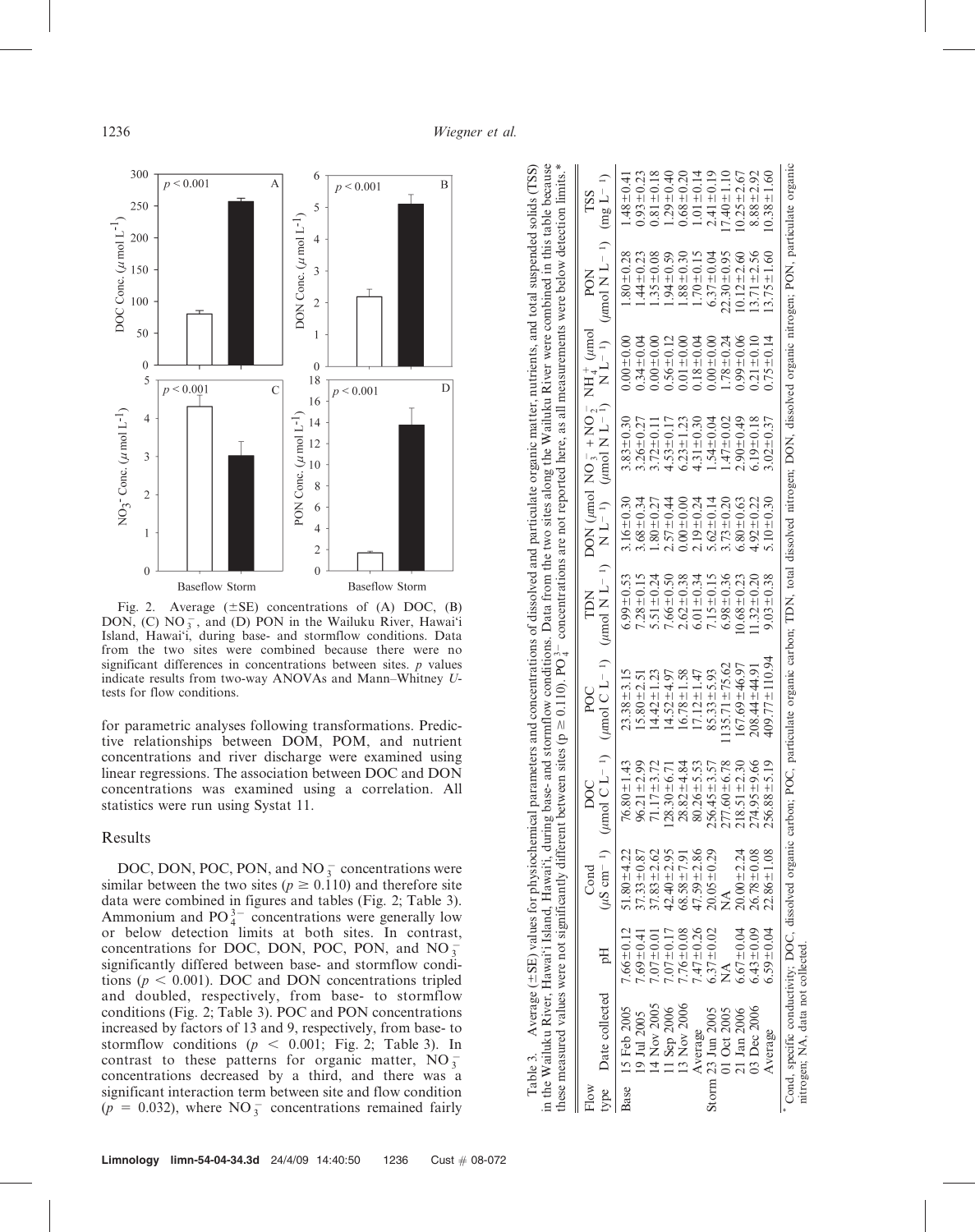Fig. 2. Average (±SE) concentrations of (A) DOC, (B) DON, (C) $NO_3^-$, and (D) PON in the Wailuku River, Hawai'i Island, Hawai'i, during base- and stormflow conditions. Data from the two sites were combined because there were no significant differences in concentrations between sites. $p$ values indicate results from two-way ANOVAs and Mann–Whitney $U$-tests for flow conditions.

for parametric analyses following transformations. Predictive relationships between DOM, POM, and nutrient concentrations and river discharge were examined using linear regressions. The association between DOC and DON concentrations was examined using a correlation. All statistics were run using Systat 11.

## Results

DOC, DON, POC, PON, and $NO_3^-$ concentrations were similar between the two sites ($p \geq 0.110$) and therefore site data were combined in figures and tables (Fig. 2; Table 3). Ammonium and $PO_4^{3-}$ concentrations were generally low or below detection limits at both sites. In contrast, concentrations for DOC, DON, POC, PON, and $NO_3^-$ significantly differed between base- and stormflow conditions ($p < 0.001$). DOC and DON concentrations tripled and doubled, respectively, from base- to stormflow conditions (Fig. 2; Table 3). POC and PON concentrations increased by factors of 13 and 9, respectively, from base- to stormflow conditions ($p < 0.001$; Fig. 2; Table 3). In contrast to these patterns for organic matter, $NO_3^-$ concentrations decreased by a third, and there was a significant interaction term between site and flow condition ($p = 0.032$), where $NO_3^-$ concentrations remained fairly

Table 3. Average (±SE) values for physiochemical parameters and concentrations of dissolved and particulate organic matter, nutrients, and total suspended solids (TSS) in the Wailuku River, Hawai'i Island, Hawai'i, during base- and stormflow conditions. Data from the two sites along the Wailuku River were combined in this table because these measured values were not significantly different between sites ($p \geq 0.110$). $PO_4^{3-}$ concentrations are not reported here, as all measurements were below detection limits.*

| Flow type | Date collected | pH | Cond ($\mu$S cm$^{-1}$) | DOC ($\mu$mol C L$^{-1}$) | POC ($\mu$mol C L$^{-1}$) | TDN ($\mu$mol N L$^{-1}$) | DON ($\mu$mol N L$^{-1}$) | $NO_3^- + NO_2^-$ ($\mu$mol N L$^{-1}$) | $NH_4^+$ ($\mu$mol N L$^{-1}$) | PON ($\mu$mol N L$^{-1}$) | TSS (mg L$^{-1}$) |
|---|---|---|---|---|---|---|---|---|---|---|---|
| Base | 15 Feb 2005 | 7.66±0.12 | 51.80±4.22 | 76.80±1.43 | 23.38±3.15 | 6.99±0.53 | 3.16±0.30 | 3.83±0.30 | 0.00±0.00 | 1.80±0.28 | 1.48±0.41 |
| | 19 Jul 2005 | 7.69±0.41 | 37.33±0.87 | 96.21±2.99 | 15.80±2.51 | 7.28±0.15 | 3.68±0.34 | 3.26±0.27 | 0.34±0.04 | 1.44±0.23 | 0.93±0.23 |
| | 14 Nov 2005 | 7.07±0.01 | 37.83±2.62 | 71.17±3.72 | 14.42±1.23 | 5.51±0.24 | 1.80±0.27 | 3.72±0.11 | 0.00±0.00 | 1.35±0.08 | 0.81±0.18 |
| | 11 Sep 2006 | 7.07±0.17 | 42.40±2.95 | 128.30±6.71 | 14.52±4.97 | 7.66±0.50 | 2.57±0.44 | 4.53±0.17 | 0.56±0.12 | 1.94±0.59 | 1.29±0.40 |
| | 13 Nov 2006 | 7.76±0.08 | 68.58±7.91 | 28.82±4.84 | 16.78±1.58 | 2.62±0.38 | 0.00±0.00 | 6.23±1.23 | 0.01±0.00 | 1.88±0.30 | 0.68±0.20 |
| | Average | 7.47±0.26 | 47.59±2.86 | 80.26±5.53 | 17.12±1.47 | 6.01±0.34 | 2.19±0.24 | 4.31±0.30 | 0.18±0.04 | 1.70±0.15 | 1.01±0.14 |
| Storm | 23 Jun 2005 | 6.37±0.02 | 20.05±0.29 | 256.45±3.57 | 85.33±5.93 | 7.15±0.15 | 5.62±0.14 | 1.54±0.04 | 0.00±0.00 | 6.37±0.04 | 2.41±0.19 |
| | 01 Oct 2005 | NA | NA | 277.60±6.78 | 1135.71±75.62 | 6.98±0.36 | 3.73±0.20 | 1.47±0.02 | 1.78±0.24 | 22.30±0.95 | 17.40±1.10 |
| | 21 Jan 2006 | 6.67±0.04 | 20.00±2.24 | 218.51±2.30 | 167.69±46.97 | 10.68±0.23 | 6.80±0.63 | 2.90±0.49 | 0.99±0.06 | 10.12±2.60 | 10.25±2.67 |
| | 03 Dec 2006 | 6.43±0.09 | 26.78±0.08 | 274.95±9.66 | 208.44±44.91 | 11.32±0.20 | 4.92±0.22 | 6.19±0.18 | 0.21±0.10 | 13.71±2.56 | 8.88±2.92 |
| | Average | 6.59±0.04 | 22.86±1.08 | 256.88±5.19 | 409.77±110.94 | 9.03±0.38 | 5.10±0.30 | 3.02±0.37 | 0.75±0.14 | 13.75±1.60 | 10.38±1.60 |

\* Cond, specific conductivity; DOC, dissolved organic carbon; POC, particulate organic carbon; TDN, total dissolved nitrogen; DON, dissolved organic nitrogen; PON, particulate organic nitrogen; NA, data not collected.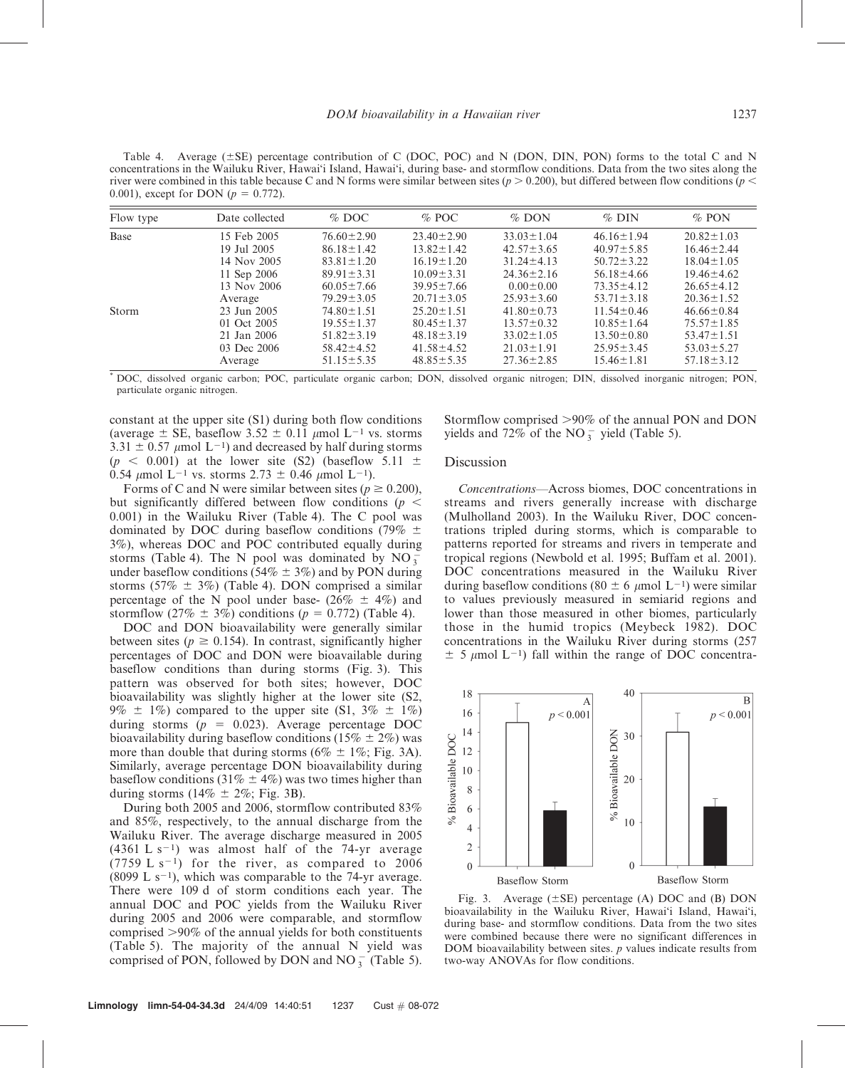Table 4. Average (±SE) percentage contribution of C (DOC, POC) and N (DON, DIN, PON) forms to the total C and N concentrations in the Wailuku River, Hawai'i Island, Hawai'i, during base- and stormflow conditions. Data from the two sites along the river were combined in this table because C and N forms were similar between sites ($p > 0.200$), but differed between flow conditions ($p < 0.001$), except for DON ($p = 0.772$).

| Flow type | Date collected | % DOC | % POC | % DON | % DIN | % PON |
|---|---|---|---|---|---|---|
| Base | 15 Feb 2005 | 76.60±2.90 | 23.40±2.90 | 33.03±1.04 | 46.16±1.94 | 20.82±1.03 |
| | 19 Jul 2005 | 86.18±1.42 | 13.82±1.42 | 42.57±3.65 | 40.97±5.85 | 16.46±2.44 |
| | 14 Nov 2005 | 83.81±1.20 | 16.19±1.20 | 31.24±4.13 | 50.72±3.22 | 18.04±1.05 |
| | 11 Sep 2006 | 89.91±3.31 | 10.09±3.31 | 24.36±2.16 | 56.18±4.66 | 19.46±4.62 |
| | 13 Nov 2006 | 60.05±7.66 | 39.95±7.66 | 0.00±0.00 | 73.35±4.12 | 26.65±4.12 |
| | Average | 79.29±3.05 | 20.71±3.05 | 25.93±3.60 | 53.71±3.18 | 20.36±1.52 |
| Storm | 23 Jun 2005 | 74.80±1.51 | 25.20±1.51 | 41.80±0.73 | 11.54±0.46 | 46.66±0.84 |
| | 01 Oct 2005 | 19.55±1.37 | 80.45±1.37 | 13.57±0.32 | 10.85±1.64 | 75.57±1.85 |
| | 21 Jan 2006 | 51.82±3.19 | 48.18±3.19 | 33.02±1.05 | 13.50±0.80 | 53.47±1.51 |
| | 03 Dec 2006 | 58.42±4.52 | 41.58±4.52 | 21.03±1.91 | 25.95±3.45 | 53.03±5.27 |
| | Average | 51.15±5.35 | 48.85±5.35 | 27.36±2.85 | 15.46±1.81 | 57.18±3.12 |

* DOC, dissolved organic carbon; POC, particulate organic carbon; DON, dissolved organic nitrogen; DIN, dissolved inorganic nitrogen; PON, particulate organic nitrogen.

constant at the upper site (S1) during both flow conditions (average ± SE, baseflow 3.52 ± 0.11 $\mu$mol $L^{-1}$ vs. storms 3.31 ± 0.57 $\mu$mol $L^{-1}$) and decreased by half during storms ($p < 0.001$) at the lower site (S2) (baseflow 5.11 ± 0.54 $\mu$mol $L^{-1}$ vs. storms 2.73 ± 0.46 $\mu$mol $L^{-1}$).

Forms of C and N were similar between sites ($p \geq 0.200$), but significantly differed between flow conditions ($p < 0.001$) in the Wailuku River (Table 4). The C pool was dominated by DOC during baseflow conditions (79% ± 3%), whereas DOC and POC contributed equally during storms (Table 4). The N pool was dominated by $NO_3^-$ under baseflow conditions (54% ± 3%) and by PON during storms (57% ± 3%) (Table 4). DON comprised a similar percentage of the N pool under base- (26% ± 4%) and stormflow (27% ± 3%) conditions ($p = 0.772$) (Table 4).

DOC and DON bioavailability were generally similar between sites ($p \geq 0.154$). In contrast, significantly higher percentages of DOC and DON were bioavailable during baseflow conditions than during storms (Fig. 3). This pattern was observed for both sites; however, DOC bioavailability was slightly higher at the lower site (S2, 9% ± 1%) compared to the upper site (S1, 3% ± 1%) during storms ($p = 0.023$). Average percentage DOC bioavailability during baseflow conditions (15% ± 2%) was more than double that during storms (6% ± 1%; Fig. 3A). Similarly, average percentage DON bioavailability during baseflow conditions (31% ± 4%) was two times higher than during storms (14% ± 2%; Fig. 3B).

During both 2005 and 2006, stormflow contributed 83% and 85%, respectively, to the annual discharge from the Wailuku River. The average discharge measured in 2005 (4361 L $s^{-1}$) was almost half of the 74-yr average (7759 L $s^{-1}$) for the river, as compared to 2006 (8099 L $s^{-1}$), which was comparable to the 74-yr average. There were 109 d of storm conditions each year. The annual DOC and POC yields from the Wailuku River during 2005 and 2006 were comparable, and stormflow comprised >90% of the annual yields for both constituents (Table 5). The majority of the annual N yield was comprised of PON, followed by DON and $NO_3^-$ (Table 5). Stormflow comprised >90% of the annual PON and DON yields and 72% of the $NO_3^-$ yield (Table 5).

## Discussion

*Concentrations*—Across biomes, DOC concentrations in streams and rivers generally increase with discharge (Mulholland 2003). In the Wailuku River, DOC concentrations tripled during storms, which is comparable to patterns reported for streams and rivers in temperate and tropical regions (Newbold et al. 1995; Buffam et al. 2001). DOC concentrations measured in the Wailuku River during baseflow conditions (80 ± 6 $\mu$mol $L^{-1}$) were similar to values previously measured in semiarid regions and lower than those measured in other biomes, particularly those in the humid tropics (Meybeck 1982). DOC concentrations in the Wailuku River during storms (257 ± 5 $\mu$mol $L^{-1}$) fall within the range of DOC concentra-

Fig. 3. Average (±SE) percentage (A) DOC and (B) DON bioavailability in the Wailuku River, Hawai'i Island, Hawai'i, during base- and stormflow conditions. Data from the two sites were combined because there were no significant differences in DOM bioavailability between sites. $p$ values indicate results from two-way ANOVAs for flow conditions.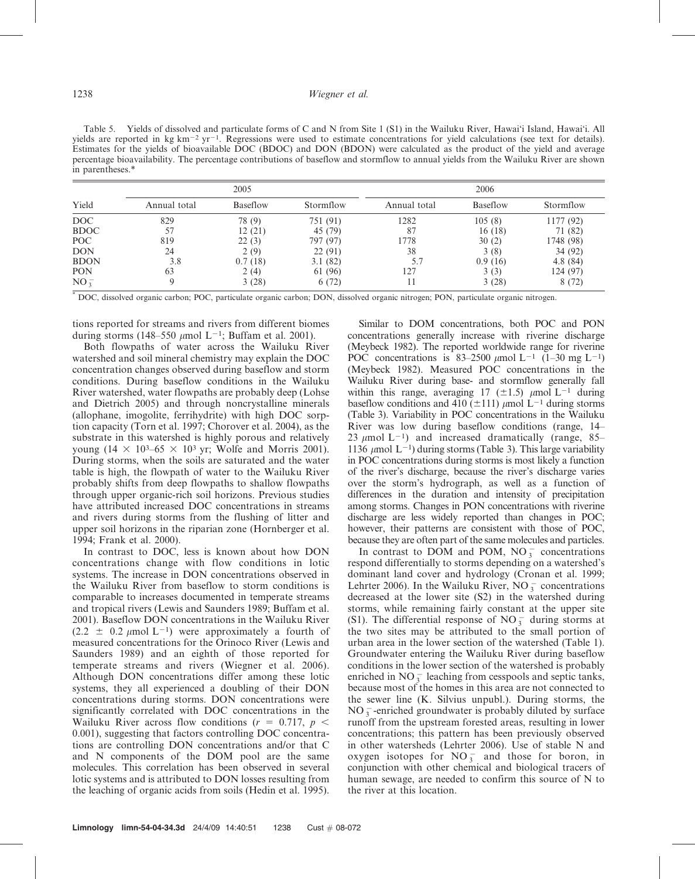Table 5. Yields of dissolved and particulate forms of C and N from Site 1 (S1) in the Wailuku River, Hawai'i Island, Hawai'i. All yields are reported in kg $km^{-2}$ $yr^{-1}$. Regressions were used to estimate concentrations for yield calculations (see text for details). Estimates for the yields of bioavailable DOC (BDOC) and DON (BDON) were calculated as the product of the yield and average percentage bioavailability. The percentage contributions of baseflow and stormflow to annual yields from the Wailuku River are shown in parentheses.*

| Yield | 2005 | | | 2006 | | |
|---|---|---|---|---|---|---|
| | Annual total | Baseflow | Stormflow | Annual total | Baseflow | Stormflow |
| DOC | 829 | 78 (9) | 751 (91) | 1282 | 105 (8) | 1177 (92) |
| BDOC | 57 | 12 (21) | 45 (79) | 87 | 16 (18) | 71 (82) |
| POC | 819 | 22 (3) | 797 (97) | 1778 | 30 (2) | 1748 (98) |
| DON | 24 | 2 (9) | 22 (91) | 38 | 3 (8) | 34 (92) |
| BDON | 3.8 | 0.7 (18) | 3.1 (82) | 5.7 | 0.9 (16) | 4.8 (84) |
| PON | 63 | 2 (4) | 61 (96) | 127 | 3 (3) | 124 (97) |
| $NO_3^-$ | 9 | 3 (28) | 6 (72) | 11 | 3 (28) | 8 (72) |

* DOC, dissolved organic carbon; POC, particulate organic carbon; DON, dissolved organic nitrogen; PON, particulate organic nitrogen.

tions reported for streams and rivers from different biomes during storms (148–550 $\mu$mol $L^{-1}$; Buffam et al. 2001).

Both flowpaths of water across the Wailuku River watershed and soil mineral chemistry may explain the DOC concentration changes observed during baseflow and storm conditions. During baseflow conditions in the Wailuku River watershed, water flowpaths are probably deep (Lohse and Dietrich 2005) and through noncrystalline minerals (allophane, imogolite, ferrihydrite) with high DOC sorption capacity (Torn et al. 1997; Chorover et al. 2004), as the substrate in this watershed is highly porous and relatively young ($14 \times 10^3$–$65 \times 10^3$ yr; Wolfe and Morris 2001). During storms, when the soils are saturated and the water table is high, the flowpath of water to the Wailuku River probably shifts from deep flowpaths to shallow flowpaths through upper organic-rich soil horizons. Previous studies have attributed increased DOC concentrations in streams and rivers during storms from the flushing of litter and upper soil horizons in the riparian zone (Hornberger et al. 1994; Frank et al. 2000).

In contrast to DOC, less is known about how DON concentrations change with flow conditions in lotic systems. The increase in DON concentrations observed in the Wailuku River from baseflow to storm conditions is comparable to increases documented in temperate streams and tropical rivers (Lewis and Saunders 1989; Buffam et al. 2001). Baseflow DON concentrations in the Wailuku River (2.2 $\pm$ 0.2 $\mu$mol $L^{-1}$) were approximately a fourth of measured concentrations for the Orinoco River (Lewis and Saunders 1989) and an eighth of those reported for temperate streams and rivers (Wiegner et al. 2006). Although DON concentrations differ among these lotic systems, they all experienced a doubling of their DON concentrations during storms. DON concentrations were significantly correlated with DOC concentrations in the Wailuku River across flow conditions ($r = 0.717$, $p < 0.001$), suggesting that factors controlling DOC concentrations are controlling DON concentrations and/or that C and N components of the DOM pool are the same molecules. This correlation has been observed in several lotic systems and is attributed to DON losses resulting from the leaching of organic acids from soils (Hedin et al. 1995).

Similar to DOM concentrations, both POC and PON concentrations generally increase with riverine discharge (Meybeck 1982). The reported worldwide range for riverine POC concentrations is 83–2500 $\mu$mol $L^{-1}$ (1–30 mg $L^{-1}$) (Meybeck 1982). Measured POC concentrations in the Wailuku River during base- and stormflow generally fall within this range, averaging 17 ($\pm$1.5) $\mu$mol $L^{-1}$ during baseflow conditions and 410 ($\pm$111) $\mu$mol $L^{-1}$ during storms (Table 3). Variability in POC concentrations in the Wailuku River was low during baseflow conditions (range, 14–23 $\mu$mol $L^{-1}$) and increased dramatically (range, 85–1136 $\mu$mol $L^{-1}$) during storms (Table 3). This large variability in POC concentrations during storms is most likely a function of the river's discharge, because the river's discharge varies over the storm's hydrograph, as well as a function of differences in the duration and intensity of precipitation among storms. Changes in PON concentrations with riverine discharge are less widely reported than changes in POC; however, their patterns are consistent with those of POC, because they are often part of the same molecules and particles.

In contrast to DOM and POM, $NO_3^-$ concentrations respond differentially to storms depending on a watershed's dominant land cover and hydrology (Cronan et al. 1999; Lehrter 2006). In the Wailuku River, $NO_3^-$ concentrations decreased at the lower site (S2) in the watershed during storms, while remaining fairly constant at the upper site (S1). The differential response of $NO_3^-$ during storms at the two sites may be attributed to the small portion of urban area in the lower section of the watershed (Table 1). Groundwater entering the Wailuku River during baseflow conditions in the lower section of the watershed is probably enriched in $NO_3^-$ leaching from cesspools and septic tanks, because most of the homes in this area are not connected to the sewer line (K. Silvius unpubl.). During storms, the $NO_3^-$-enriched groundwater is probably diluted by surface runoff from the upstream forested areas, resulting in lower concentrations; this pattern has been previously observed in other watersheds (Lehrter 2006). Use of stable N and oxygen isotopes for $NO_3^-$ and those for boron, in conjunction with other chemical and biological tracers of human sewage, are needed to confirm this source of N to the river at this location.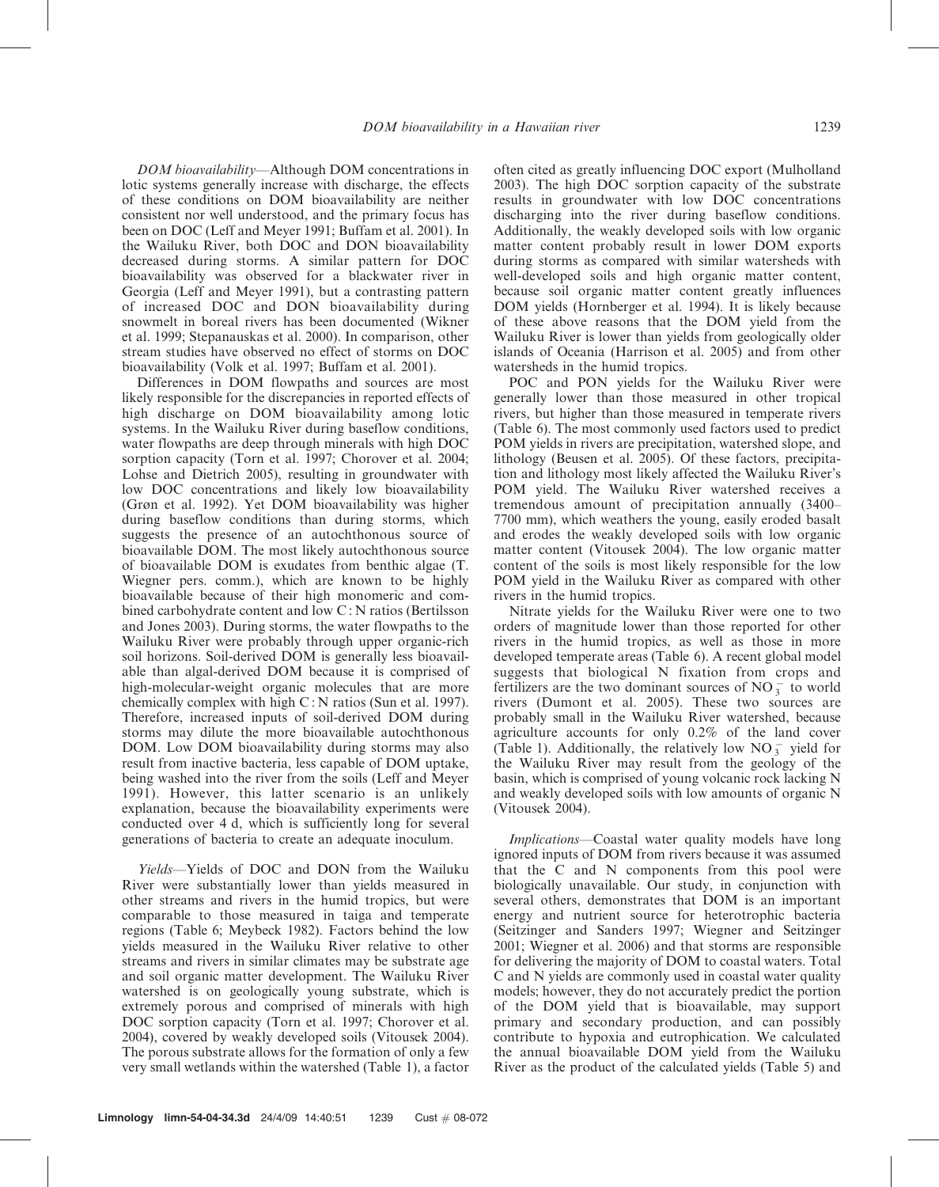*DOM bioavailability*—Although DOM concentrations in lotic systems generally increase with discharge, the effects of these conditions on DOM bioavailability are neither consistent nor well understood, and the primary focus has been on DOC (Leff and Meyer 1991; Buffam et al. 2001). In the Wailuku River, both DOC and DON bioavailability decreased during storms. A similar pattern for DOC bioavailability was observed for a blackwater river in Georgia (Leff and Meyer 1991), but a contrasting pattern of increased DOC and DON bioavailability during snowmelt in boreal rivers has been documented (Wikner et al. 1999; Stepanauskas et al. 2000). In comparison, other stream studies have observed no effect of storms on DOC bioavailability (Volk et al. 1997; Buffam et al. 2001).

Differences in DOM flowpaths and sources are most likely responsible for the discrepancies in reported effects of high discharge on DOM bioavailability among lotic systems. In the Wailuku River during baseflow conditions, water flowpaths are deep through minerals with high DOC sorption capacity (Torn et al. 1997; Chorover et al. 2004; Lohse and Dietrich 2005), resulting in groundwater with low DOC concentrations and likely low bioavailability (Grøn et al. 1992). Yet DOM bioavailability was higher during baseflow conditions than during storms, which suggests the presence of an autochthonous source of bioavailable DOM. The most likely autochthonous source of bioavailable DOM is exudates from benthic algae (T. Wiegner pers. comm.), which are known to be highly bioavailable because of their high monomeric and combined carbohydrate content and low C : N ratios (Bertilsson and Jones 2003). During storms, the water flowpaths to the Wailuku River were probably through upper organic-rich soil horizons. Soil-derived DOM is generally less bioavailable than algal-derived DOM because it is comprised of high-molecular-weight organic molecules that are more chemically complex with high C : N ratios (Sun et al. 1997). Therefore, increased inputs of soil-derived DOM during storms may dilute the more bioavailable autochthonous DOM. Low DOM bioavailability during storms may also result from inactive bacteria, less capable of DOM uptake, being washed into the river from the soils (Leff and Meyer 1991). However, this latter scenario is an unlikely explanation, because the bioavailability experiments were conducted over 4 d, which is sufficiently long for several generations of bacteria to create an adequate inoculum.

*Yields*—Yields of DOC and DON from the Wailuku River were substantially lower than yields measured in other streams and rivers in the humid tropics, but were comparable to those measured in taiga and temperate regions (Table 6; Meybeck 1982). Factors behind the low yields measured in the Wailuku River relative to other streams and rivers in similar climates may be substrate age and soil organic matter development. The Wailuku River watershed is on geologically young substrate, which is extremely porous and comprised of minerals with high DOC sorption capacity (Torn et al. 1997; Chorover et al. 2004), covered by weakly developed soils (Vitousek 2004). The porous substrate allows for the formation of only a few very small wetlands within the watershed (Table 1), a factor often cited as greatly influencing DOC export (Mulholland 2003). The high DOC sorption capacity of the substrate results in groundwater with low DOC concentrations discharging into the river during baseflow conditions. Additionally, the weakly developed soils with low organic matter content probably result in lower DOM exports during storms as compared with similar watersheds with well-developed soils and high organic matter content, because soil organic matter content greatly influences DOM yields (Hornberger et al. 1994). It is likely because of these above reasons that the DOM yield from the Wailuku River is lower than yields from geologically older islands of Oceania (Harrison et al. 2005) and from other watersheds in the humid tropics.

POC and PON yields for the Wailuku River were generally lower than those measured in other tropical rivers, but higher than those measured in temperate rivers (Table 6). The most commonly used factors used to predict POM yields in rivers are precipitation, watershed slope, and lithology (Beusen et al. 2005). Of these factors, precipitation and lithology most likely affected the Wailuku River's POM yield. The Wailuku River watershed receives a tremendous amount of precipitation annually (3400–7700 mm), which weathers the young, easily eroded basalt and erodes the weakly developed soils with low organic matter content (Vitousek 2004). The low organic matter content of the soils is most likely responsible for the low POM yield in the Wailuku River as compared with other rivers in the humid tropics.

Nitrate yields for the Wailuku River were one to two orders of magnitude lower than those reported for other rivers in the humid tropics, as well as those in more developed temperate areas (Table 6). A recent global model suggests that biological N fixation from crops and fertilizers are the two dominant sources of $NO_3^-$ to world rivers (Dumont et al. 2005). These two sources are probably small in the Wailuku River watershed, because agriculture accounts for only 0.2% of the land cover (Table 1). Additionally, the relatively low $NO_3^-$ yield for the Wailuku River may result from the geology of the basin, which is comprised of young volcanic rock lacking N and weakly developed soils with low amounts of organic N (Vitousek 2004).

*Implications*—Coastal water quality models have long ignored inputs of DOM from rivers because it was assumed that the C and N components from this pool were biologically unavailable. Our study, in conjunction with several others, demonstrates that DOM is an important energy and nutrient source for heterotrophic bacteria (Seitzinger and Sanders 1997; Wiegner and Seitzinger 2001; Wiegner et al. 2006) and that storms are responsible for delivering the majority of DOM to coastal waters. Total C and N yields are commonly used in coastal water quality models; however, they do not accurately predict the portion of the DOM yield that is bioavailable, may support primary and secondary production, and can possibly contribute to hypoxia and eutrophication. We calculated the annual bioavailable DOM yield from the Wailuku River as the product of the calculated yields (Table 5) and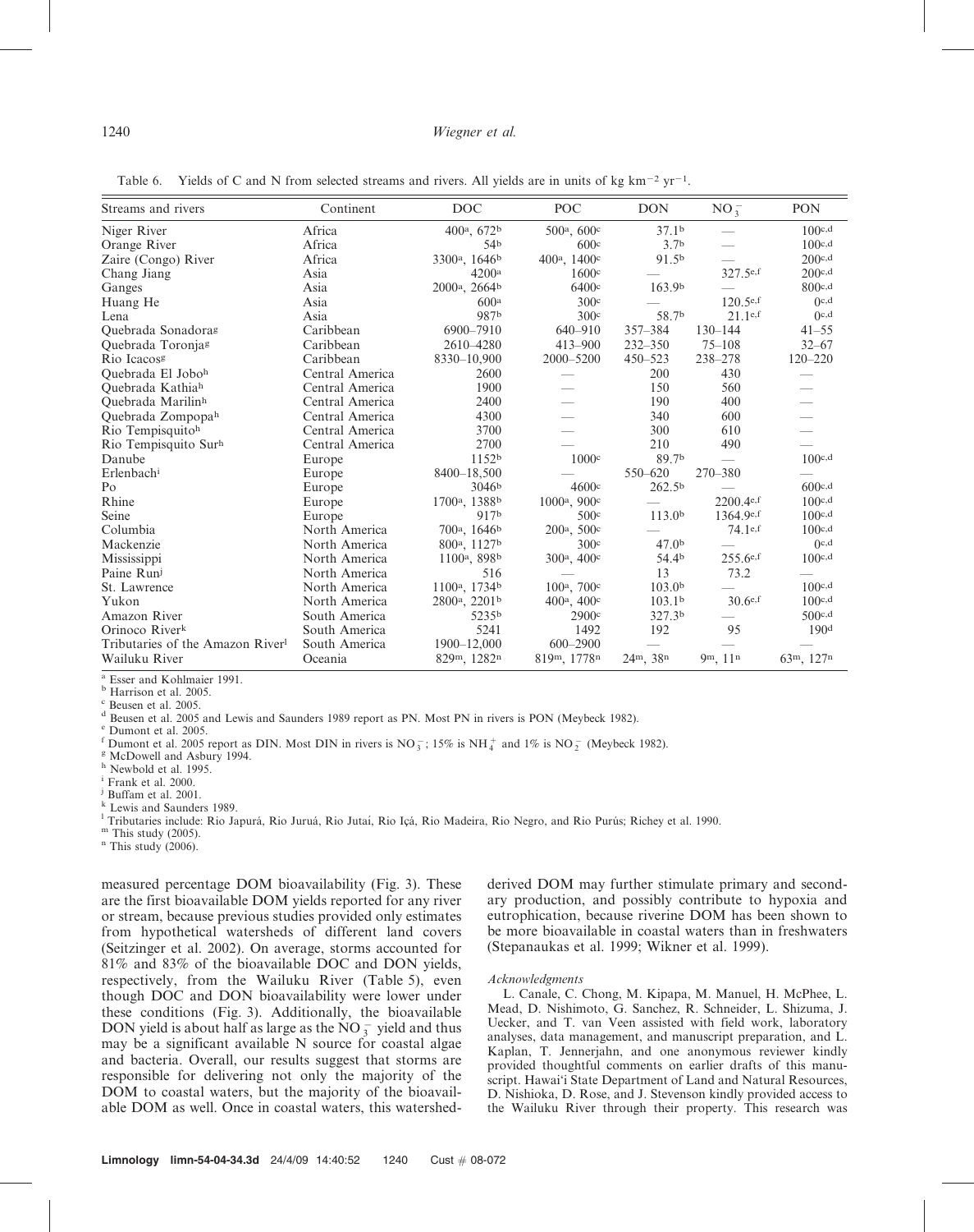Table 6. Yields of C and N from selected streams and rivers. All yields are in units of kg $km^{-2}$ $yr^{-1}$.

| Streams and rivers | Continent | DOC | POC | DON | $NO_3^-$ | PON |
|---|---|---|---|---|---|---|
| Niger River | Africa | 400[a], 672[b] | 500[a], 600[c] | 37.1[b] | — | 100[c,d] |
| Orange River | Africa | 54[b] | 600[c] | 3.7[b] | — | 100[c,d] |
| Zaire (Congo) River | Africa | 3300[a], 1646[b] | 400[a], 1400[c] | 91.5[b] | — | 200[c,d] |
| Chang Jiang | Asia | 4200[a] | 1600[c] | — | 327.5[e,f] | 200[c,d] |
| Ganges | Asia | 2000[a], 2664[b] | 6400[c] | 163.9[b] | — | 800[c,d] |
| Huang He | Asia | 600[a] | 300[c] | — | 120.5[e,f] | 0[c,d] |
| Lena | Asia | 987[b] | 300[c] | 58.7[b] | 21.1[e,f] | 0[c,d] |
| Quebrada Sonadora[g] | Caribbean | 6900–7910 | 640–910 | 357–384 | 130–144 | 41–55 |
| Quebrada Toronja[g] | Caribbean | 2610–4280 | 413–900 | 232–350 | 75–108 | 32–67 |
| Rio Icacos[g] | Caribbean | 8330–10,900 | 2000–5200 | 450–523 | 238–278 | 120–220 |
| Quebrada El Jobo[h] | Central America | 2600 | — | 200 | 430 | — |
| Quebrada Kathia[h] | Central America | 1900 | — | 150 | 560 | — |
| Quebrada Marilin[h] | Central America | 2400 | — | 190 | 400 | — |
| Quebrada Zompopa[h] | Central America | 4300 | — | 340 | 600 | — |
| Rio Tempisquito[h] | Central America | 3700 | — | 300 | 610 | — |
| Rio Tempisquito Sur[h] | Central America | 2700 | — | 210 | 490 | — |
| Danube | Europe | 1152[b] | 1000[c] | 89.7[b] | — | 100[c,d] |
| Erlenbach[i] | Europe | 8400–18,500 | — | 550–620 | 270–380 | — |
| Po | Europe | 3046[b] | 4600[c] | 262.5[b] | — | 600[c,d] |
| Rhine | Europe | 1700[a], 1388[b] | 1000[a], 900[c] | — | 2200.4[e,f] | 100[c,d] |
| Seine | Europe | 917[b] | 500[c] | 113.0[b] | 1364.9[e,f] | 100[c,d] |
| Columbia | North America | 700[a], 1646[b] | 200[a], 500[c] | — | 74.1[e,f] | 100[c,d] |
| Mackenzie | North America | 800[a], 1127[b] | 300[c] | 47.0[b] | — | 0[c,d] |
| Mississippi | North America | 1100[a], 898[b] | 300[a], 400[c] | 54.4[b] | 255.6[e,f] | 100[c,d] |
| Paine Run[j] | North America | 516 | — | 13 | 73.2 | — |
| St. Lawrence | North America | 1100[a], 1734[b] | 100[a], 700[c] | 103.0[b] | — | 100[c,d] |
| Yukon | North America | 2800[a], 2201[b] | 400[a], 400[c] | 103.1[b] | 30.6[e,f] | 100[c,d] |
| Amazon River | South America | 5235[b] | 2900[c] | 327.3[b] | — | 500[c,d] |
| Orinoco River[k] | South America | 5241 | 1492 | 192 | 95 | 190[d] |
| Tributaries of the Amazon River[l] | South America | 1900–12,000 | 600–2900 | — | — | — |
| Wailuku River | Oceania | 829[m], 1282[n] | 819[m], 1778[n] | 24[m], 38[n] | 9[m], 11[n] | 63[m], 127[n] |

[a] Esser and Kohlmaier 1991.
[b] Harrison et al. 2005.
[c] Beusen et al. 2005.
[d] Beusen et al. 2005 and Lewis and Saunders 1989 report as PN. Most PN in rivers is PON (Meybeck 1982).
[e] Dumont et al. 2005.
[f] Dumont et al. 2005 report as DIN. Most DIN in rivers is $NO_3^-$; 15% is $NH_4^+$ and 1% is $NO_2^-$ (Meybeck 1982).
[g] McDowell and Asbury 1994.
[h] Newbold et al. 1995.
[i] Frank et al. 2000.
[j] Buffam et al. 2001.
[k] Lewis and Saunders 1989.
[l] Tributaries include: Rio Japurá, Rio Juruá, Rio Jutaí, Rio Içá, Rio Madeira, Rio Negro, and Rio Purús; Richey et al. 1990.
[m] This study (2005).
[n] This study (2006).

measured percentage DOM bioavailability (Fig. 3). These are the first bioavailable DOM yields reported for any river or stream, because previous studies provided only estimates from hypothetical watersheds of different land covers (Seitzinger et al. 2002). On average, storms accounted for 81% and 83% of the bioavailable DOC and DON yields, respectively, from the Wailuku River (Table 5), even though DOC and DON bioavailability were lower under these conditions (Fig. 3). Additionally, the bioavailable DON yield is about half as large as the $NO_3^-$ yield and thus may be a significant available N source for coastal algae and bacteria. Overall, our results suggest that storms are responsible for delivering not only the majority of the DOM to coastal waters, but the majority of the bioavailable DOM as well. Once in coastal waters, this watershed-derived DOM may further stimulate primary and secondary production, and possibly contribute to hypoxia and eutrophication, because riverine DOM has been shown to be more bioavailable in coastal waters than in freshwaters (Stepanaukas et al. 1999; Wikner et al. 1999).

*Acknowledgments*

L. Canale, C. Chong, M. Kipapa, M. Manuel, H. McPhee, L. Mead, D. Nishimoto, G. Sanchez, R. Schneider, L. Shizuma, J. Uecker, and T. van Veen assisted with field work, laboratory analyses, data management, and manuscript preparation, and L. Kaplan, T. Jennerjahn, and one anonymous reviewer kindly provided thoughtful comments on earlier drafts of this manuscript. Hawai'i State Department of Land and Natural Resources, D. Nishioka, D. Rose, and J. Stevenson kindly provided access to the Wailuku River through their property. This research was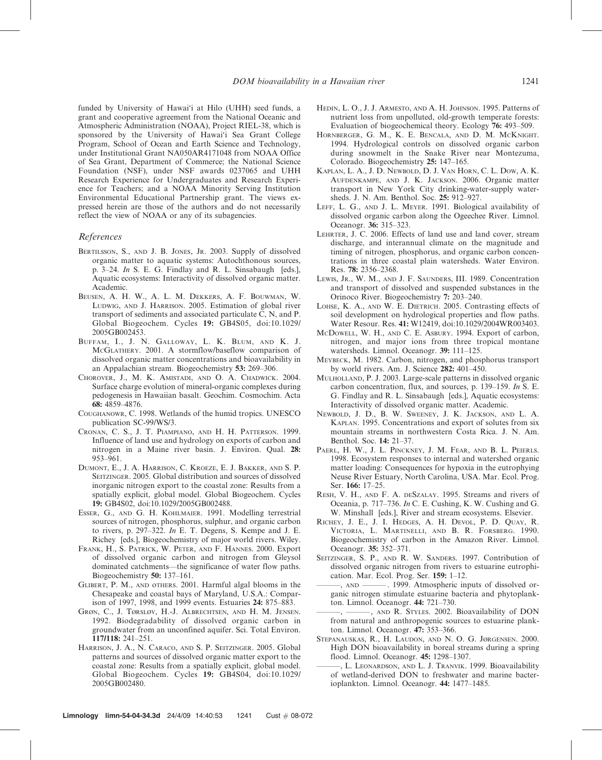funded by University of Hawai'i at Hilo (UHH) seed funds, a grant and cooperative agreement from the National Oceanic and Atmospheric Administration (NOAA), Project RIEL-38, which is sponsored by the University of Hawai'i Sea Grant College Program, School of Ocean and Earth Science and Technology, under Institutional Grant NA050AR4171048 from NOAA Office of Sea Grant, Department of Commerce; the National Science Foundation (NSF), under NSF awards 0237065 and UHH Research Experience for Undergraduates and Research Experience for Teachers; and a NOAA Minority Serving Institution Environmental Educational Partnership grant. The views expressed herein are those of the authors and do not necessarily reflect the view of NOAA or any of its subagencies.

## References

Bertilsson, S., and J. B. Jones, Jr. 2003. Supply of dissolved organic matter to aquatic systems: Autochthonous sources, p. 3–24. *In* S. E. G. Findlay and R. L. Sinsabaugh [eds.], Aquatic ecosystems: Interactivity of dissolved organic matter. Academic.

Beusen, A. H. W., A. L. M. Dekkers, A. F. Bouwman, W. Ludwig, and J. Harrison. 2005. Estimation of global river transport of sediments and associated particulate C, N, and P. Global Biogeochem. Cycles **19:** GB4S05, doi:10.1029/2005GB002453.

Buffam, I., J. N. Galloway, L. K. Blum, and K. J. McGlathery. 2001. A stormflow/baseflow comparison of dissolved organic matter concentrations and bioavailability in an Appalachian stream. Biogeochemistry **53:** 269–306.

Chorover, J., M. K. Amistadi, and O. A. Chadwick. 2004. Surface charge evolution of mineral-organic complexes during pedogenesis in Hawaiian basalt. Geochim. Cosmochim. Acta **68:** 4859–4876.

Coughanowr, C. 1998. Wetlands of the humid tropics. UNESCO publication SC-99/WS/3.

Cronan, C. S., J. T. Piampiano, and H. H. Patterson. 1999. Influence of land use and hydrology on exports of carbon and nitrogen in a Maine river basin. J. Environ. Qual. **28:** 953–961.

Dumont, E., J. A. Harrison, C. Kroeze, E. J. Bakker, and S. P. Seitzinger. 2005. Global distribution and sources of dissolved inorganic nitrogen export to the coastal zone: Results from a spatially explicit, global model. Global Biogeochem. Cycles **19:** GB4S02, doi:10.1029/2005GB002488.

Esser, G., and G. H. Kohlmaier. 1991. Modelling terrestrial sources of nitrogen, phosphorus, sulphur, and organic carbon to rivers, p. 297–322. *In* E. T. Degens, S. Kempe and J. E. Richey [eds.], Biogeochemistry of major world rivers. Wiley.

Frank, H., S. Patrick, W. Peter, and F. Hannes. 2000. Export of dissolved organic carbon and nitrogen from Gleysol dominated catchments—the significance of water flow paths. Biogeochemistry **50:** 137–161.

Glibert, P. M., and others. 2001. Harmful algal blooms in the Chesapeake and coastal bays of Maryland, U.S.A.: Comparison of 1997, 1998, and 1999 events. Estuaries **24:** 875–883.

Grøn, C., J. Tørsløv, H.-J. Albrechtsen, and H. M. Jensen. 1992. Biodegradability of dissolved organic carbon in groundwater from an unconfined aquifer. Sci. Total Environ. **117/118:** 241–251.

Harrison, J. A., N. Caraco, and S. P. Seitzinger. 2005. Global patterns and sources of dissolved organic matter export to the coastal zone: Results from a spatially explicit, global model. Global Biogeochem. Cycles **19:** GB4S04, doi:10.1029/2005GB002480.

Hedin, L. O., J. J. Armesto, and A. H. Johnson. 1995. Patterns of nutrient loss from unpolluted, old-growth temperate forests: Evaluation of biogeochemical theory. Ecology **76:** 493–509.

Hornberger, G. M., K. E. Bencala, and D. M. McKnight. 1994. Hydrological controls on dissolved organic carbon during snowmelt in the Snake River near Montezuma, Colorado. Biogeochemistry **25:** 147–165.

Kaplan, L. A., J. D. Newbold, D. J. Van Horn, C. L. Dow, A. K. Aufdenkampe, and J. K. Jackson. 2006. Organic matter transport in New York City drinking-water-supply watersheds. J. N. Am. Benthol. Soc. **25:** 912–927.

Leff, L. G., and J. L. Meyer. 1991. Biological availability of dissolved organic carbon along the Ogeechee River. Limnol. Oceanogr. **36:** 315–323.

Lehrter, J. C. 2006. Effects of land use and land cover, stream discharge, and interannual climate on the magnitude and timing of nitrogen, phosphorus, and organic carbon concentrations in three coastal plain watersheds. Water Environ. Res. **78:** 2356–2368.

Lewis, Jr., W. M., and J. F. Saunders, III. 1989. Concentration and transport of dissolved and suspended substances in the Orinoco River. Biogeochemistry **7:** 203–240.

Lohse, K. A., and W. E. Dietrich. 2005. Contrasting effects of soil development on hydrological properties and flow paths. Water Resour. Res. **41:** W12419, doi:10.1029/2004WR003403.

McDowell, W. H., and C. E. Asbury. 1994. Export of carbon, nitrogen, and major ions from three tropical montane watersheds. Limnol. Oceanogr. **39:** 111–125.

Meybeck, M. 1982. Carbon, nitrogen, and phosphorus transport by world rivers. Am. J. Science **282:** 401–450.

Mulholland, P. J. 2003. Large-scale patterns in dissolved organic carbon concentration, flux, and sources, p. 139–159. *In* S. E. G. Findlay and R. L. Sinsabaugh [eds.], Aquatic ecosystems: Interactivity of dissolved organic matter. Academic.

Newbold, J. D., B. W. Sweeney, J. K. Jackson, and L. A. Kaplan. 1995. Concentrations and export of solutes from six mountain streams in northwestern Costa Rica. J. N. Am. Benthol. Soc. **14:** 21–37.

Paerl, H. W., J. L. Pinckney, J. M. Fear, and B. L. Peierls. 1998. Ecosystem responses to internal and watershed organic matter loading: Consequences for hypoxia in the eutrophying Neuse River Estuary, North Carolina, USA. Mar. Ecol. Prog. Ser. **166:** 17–25.

Resh, V. H., and F. A. deSzalay. 1995. Streams and rivers of Oceania, p. 717–736. *In* C. E. Cushing, K. W. Cushing and G. W. Minshall [eds.], River and stream ecosystems. Elsevier.

Richey, J. E., J. I. Hedges, A. H. Devol, P. D. Quay, R. Victoria, L. Martinelli, and B. R. Forsberg. 1990. Biogeochemistry of carbon in the Amazon River. Limnol. Oceanogr. **35:** 352–371.

Seitzinger, S. P., and R. W. Sanders. 1997. Contribution of dissolved organic nitrogen from rivers to estuarine eutrophication. Mar. Ecol. Prog. Ser. **159:** 1–12.

———, and ———. 1999. Atmospheric inputs of dissolved organic nitrogen stimulate estuarine bacteria and phytoplankton. Limnol. Oceanogr. **44:** 721–730.

———, ———, and R. Styles. 2002. Bioavailability of DON from natural and anthropogenic sources to estuarine plankton. Limnol. Oceanogr. **47:** 353–366.

Stepanauskas, R., H. Laudon, and N. O. G. Jørgensen. 2000. High DON bioavailability in boreal streams during a spring flood. Limnol. Oceanogr. **45:** 1298–1307.

———, L. Leonardson, and L. J. Tranvik. 1999. Bioavailability of wetland-derived DON to freshwater and marine bacterioplankton. Limnol. Oceanogr. **44:** 1477–1485.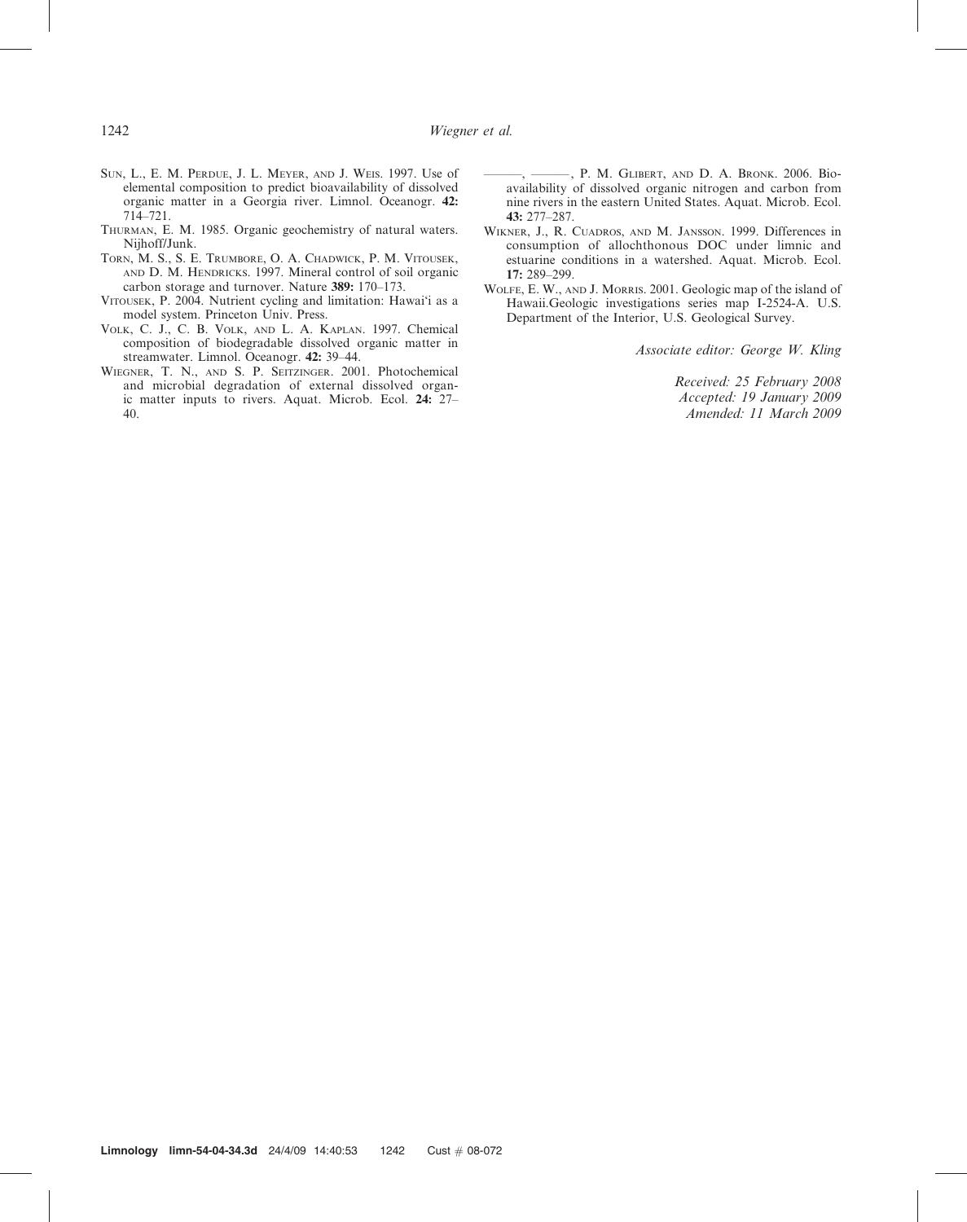Sun, L., E. M. Perdue, J. L. Meyer, and J. Weis. 1997. Use of elemental composition to predict bioavailability of dissolved organic matter in a Georgia river. Limnol. Oceanogr. **42:** 714–721.

Thurman, E. M. 1985. Organic geochemistry of natural waters. Nijhoff/Junk.

Torn, M. S., S. E. Trumbore, O. A. Chadwick, P. M. Vitousek, and D. M. Hendricks. 1997. Mineral control of soil organic carbon storage and turnover. Nature **389:** 170–173.

Vitousek, P. 2004. Nutrient cycling and limitation: Hawai'i as a model system. Princeton Univ. Press.

Volk, C. J., C. B. Volk, and L. A. Kaplan. 1997. Chemical composition of biodegradable dissolved organic matter in streamwater. Limnol. Oceanogr. **42:** 39–44.

Wiegner, T. N., and S. P. Seitzinger. 2001. Photochemical and microbial degradation of external dissolved organic matter inputs to rivers. Aquat. Microb. Ecol. **24:** 27–40.

———, ———, P. M. Glibert, and D. A. Bronk. 2006. Bioavailability of dissolved organic nitrogen and carbon from nine rivers in the eastern United States. Aquat. Microb. Ecol. **43:** 277–287.

Wikner, J., R. Cuadros, and M. Jansson. 1999. Differences in consumption of allochthonous DOC under limnic and estuarine conditions in a watershed. Aquat. Microb. Ecol. **17:** 289–299.

Wolfe, E. W., and J. Morris. 2001. Geologic map of the island of Hawaii.Geologic investigations series map I-2524-A. U.S. Department of the Interior, U.S. Geological Survey.

*Associate editor: George W. Kling*

*Received: 25 February 2008*
*Accepted: 19 January 2009*
*Amended: 11 March 2009*